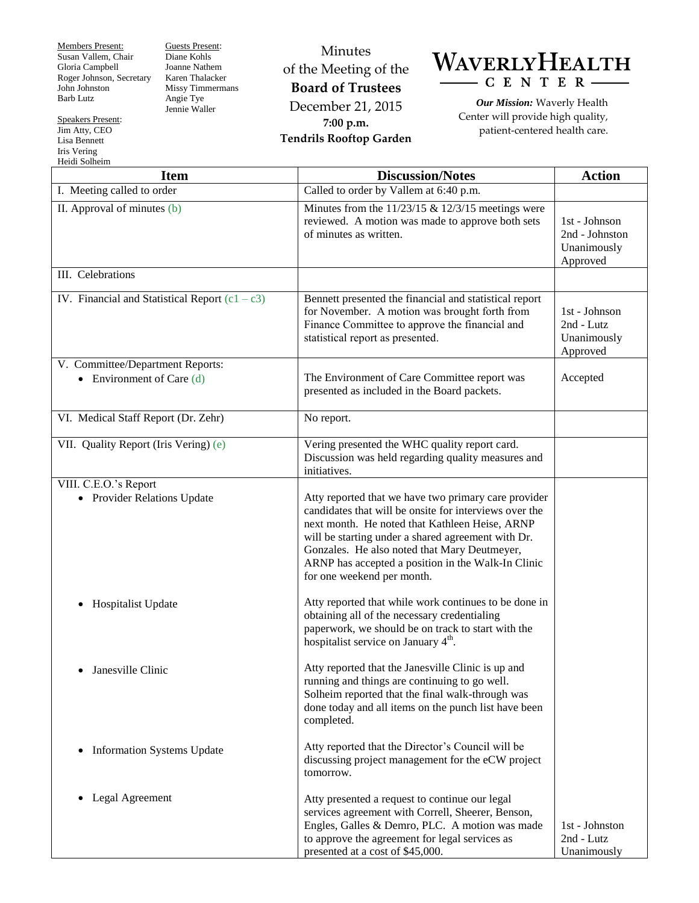Members Present:
Susan Vallem, Chair
Gloria Campbell
Roger Johnson, Secretary
John Johnston
Barb Lutz

Guests Present:
Diane Kohls
Joanne Nathem
Karen Thalacker
Missy Timmermans
Angie Tye
Jennie Waller

Speakers Present:
Jim Atty, CEO
Lisa Bennett
Iris Vering
Heidi Solheim

Minutes
of the Meeting of the
**Board of Trustees**
December 21, 2015
**7:00 p.m.**
**Tendrils Rooftop Garden**

# WAVERLY HEALTH CENTER

***Our Mission:*** Waverly Health Center will provide high quality, patient-centered health care.

| Item | Discussion/Notes | Action |
|---|---|---|
| I. Meeting called to order | Called to order by Vallem at 6:40 p.m. | |
| II. Approval of minutes (b) | Minutes from the 11/23/15 & 12/3/15 meetings were reviewed. A motion was made to approve both sets of minutes as written. | 1st - Johnson<br>2nd - Johnston<br>Unanimously Approved |
| III. Celebrations | | |
| IV. Financial and Statistical Report (c1 – c3) | Bennett presented the financial and statistical report for November. A motion was brought forth from Finance Committee to approve the financial and statistical report as presented. | 1st - Johnson<br>2nd - Lutz<br>Unanimously Approved |
| V. Committee/Department Reports:<br>• Environment of Care (d) | The Environment of Care Committee report was presented as included in the Board packets. | Accepted |
| VI. Medical Staff Report (Dr. Zehr) | No report. | |
| VII. Quality Report (Iris Vering) (e) | Vering presented the WHC quality report card. Discussion was held regarding quality measures and initiatives. | |
| VIII. C.E.O.'s Report<br>• Provider Relations Update | Atty reported that we have two primary care provider candidates that will be onsite for interviews over the next month. He noted that Kathleen Heise, ARNP will be starting under a shared agreement with Dr. Gonzales. He also noted that Mary Deutmeyer, ARNP has accepted a position in the Walk-In Clinic for one weekend per month. | |
| • Hospitalist Update | Atty reported that while work continues to be done in obtaining all of the necessary credentialing paperwork, we should be on track to start with the hospitalist service on January 4th. | |
| • Janesville Clinic | Atty reported that the Janesville Clinic is up and running and things are continuing to go well. Solheim reported that the final walk-through was done today and all items on the punch list have been completed. | |
| • Information Systems Update | Atty reported that the Director's Council will be discussing project management for the eCW project tomorrow. | |
| • Legal Agreement | Atty presented a request to continue our legal services agreement with Correll, Sheerer, Benson, Engles, Galles & Demro, PLC. A motion was made to approve the agreement for legal services as presented at a cost of $45,000. | 1st - Johnston<br>2nd - Lutz<br>Unanimously |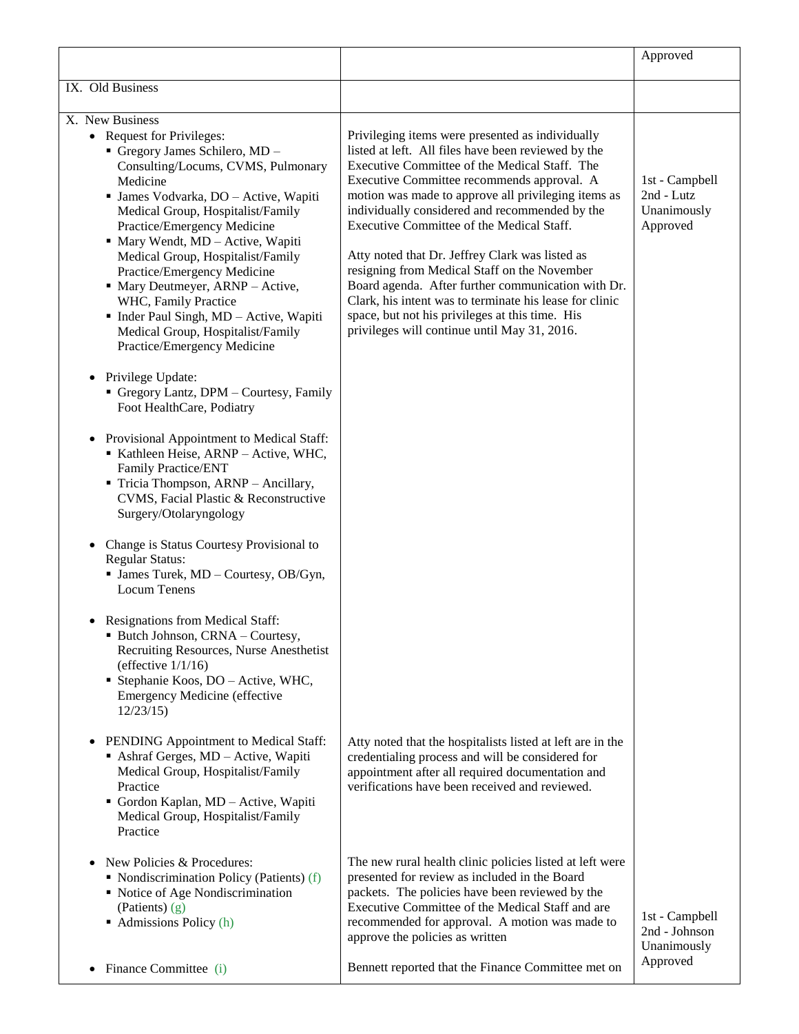| | | |
|---|---|---|
| | | Approved |
| IX. Old Business | | |
| X. New Business<br>• Request for Privileges:<br>  ▪ Gregory James Schilero, MD – Consulting/Locums, CVMS, Pulmonary Medicine<br>  ▪ James Vodvarka, DO – Active, Wapiti Medical Group, Hospitalist/Family Practice/Emergency Medicine<br>  ▪ Mary Wendt, MD – Active, Wapiti Medical Group, Hospitalist/Family Practice/Emergency Medicine<br>  ▪ Mary Deutmeyer, ARNP – Active, WHC, Family Practice<br>  ▪ Inder Paul Singh, MD – Active, Wapiti Medical Group, Hospitalist/Family Practice/Emergency Medicine<br><br>• Privilege Update:<br>  ▪ Gregory Lantz, DPM – Courtesy, Family Foot HealthCare, Podiatry<br><br>• Provisional Appointment to Medical Staff:<br>  ▪ Kathleen Heise, ARNP – Active, WHC, Family Practice/ENT<br>  ▪ Tricia Thompson, ARNP – Ancillary, CVMS, Facial Plastic & Reconstructive Surgery/Otolaryngology<br><br>• Change is Status Courtesy Provisional to Regular Status:<br>  ▪ James Turek, MD – Courtesy, OB/Gyn, Locum Tenens<br><br>• Resignations from Medical Staff:<br>  ▪ Butch Johnson, CRNA – Courtesy, Recruiting Resources, Nurse Anesthetist (effective 1/1/16)<br>  ▪ Stephanie Koos, DO – Active, WHC, Emergency Medicine (effective 12/23/15) | Privileging items were presented as individually listed at left. All files have been reviewed by the Executive Committee of the Medical Staff. The Executive Committee recommends approval. A motion was made to approve all privileging items as individually considered and recommended by the Executive Committee of the Medical Staff.<br><br>Atty noted that Dr. Jeffrey Clark was listed as resigning from Medical Staff on the November Board agenda. After further communication with Dr. Clark, his intent was to terminate his lease for clinic space, but not his privileges at this time. His privileges will continue until May 31, 2016. | 1st - Campbell<br>2nd - Lutz<br>Unanimously Approved |
| • PENDING Appointment to Medical Staff:<br>  ▪ Ashraf Gerges, MD – Active, Wapiti Medical Group, Hospitalist/Family Practice<br>  ▪ Gordon Kaplan, MD – Active, Wapiti Medical Group, Hospitalist/Family Practice | Atty noted that the hospitalists listed at left are in the credentialing process and will be considered for appointment after all required documentation and verifications have been received and reviewed. | |
| • New Policies & Procedures:<br>  ▪ Nondiscrimination Policy (Patients) (f)<br>  ▪ Notice of Age Nondiscrimination (Patients) (g)<br>  ▪ Admissions Policy (h) | The new rural health clinic policies listed at left were presented for review as included in the Board packets. The policies have been reviewed by the Executive Committee of the Medical Staff and are recommended for approval. A motion was made to approve the policies as written | 1st - Campbell<br>2nd - Johnson<br>Unanimously Approved |
| • Finance Committee (i) | Bennett reported that the Finance Committee met on | |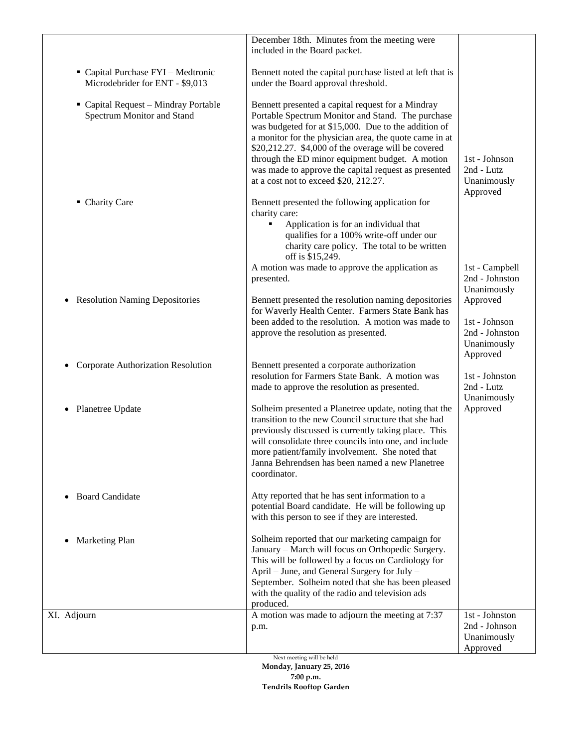| | | |
|---|---|---|
| | December 18th. Minutes from the meeting were included in the Board packet. | |
| ▪ Capital Purchase FYI – Medtronic Microdebrider for ENT - $9,013 | Bennett noted the capital purchase listed at left that is under the Board approval threshold. | |
| ▪ Capital Request – Mindray Portable Spectrum Monitor and Stand | Bennett presented a capital request for a Mindray Portable Spectrum Monitor and Stand. The purchase was budgeted for at $15,000. Due to the addition of a monitor for the physician area, the quote came in at $20,212.27. $4,000 of the overage will be covered through the ED minor equipment budget. A motion was made to approve the capital request as presented at a cost not to exceed $20, 212.27. | 1st - Johnson<br>2nd - Lutz<br>Unanimously Approved |
| ▪ Charity Care | Bennett presented the following application for charity care:<br>▪ Application is for an individual that qualifies for a 100% write-off under our charity care policy. The total to be written off is $15,249.<br>A motion was made to approve the application as presented. | 1st - Campbell<br>2nd - Johnston<br>Unanimously Approved |
| • Resolution Naming Depositories | Bennett presented the resolution naming depositories for Waverly Health Center. Farmers State Bank has been added to the resolution. A motion was made to approve the resolution as presented. | 1st - Johnson<br>2nd - Johnston<br>Unanimously Approved |
| • Corporate Authorization Resolution | Bennett presented a corporate authorization resolution for Farmers State Bank. A motion was made to approve the resolution as presented. | 1st - Johnston<br>2nd - Lutz<br>Unanimously Approved |
| • Planetree Update | Solheim presented a Planetree update, noting that the transition to the new Council structure that she had previously discussed is currently taking place. This will consolidate three councils into one, and include more patient/family involvement. She noted that Janna Behrendsen has been named a new Planetree coordinator. | |
| • Board Candidate | Atty reported that he has sent information to a potential Board candidate. He will be following up with this person to see if they are interested. | |
| • Marketing Plan | Solheim reported that our marketing campaign for January – March will focus on Orthopedic Surgery. This will be followed by a focus on Cardiology for April – June, and General Surgery for July – September. Solheim noted that she has been pleased with the quality of the radio and television ads produced. | |
| XI. Adjourn | A motion was made to adjourn the meeting at 7:37 p.m. | 1st - Johnston<br>2nd - Johnson<br>Unanimously Approved |

Next meeting will be held
**Monday, January 25, 2016**
**7:00 p.m.**
**Tendrils Rooftop Garden**